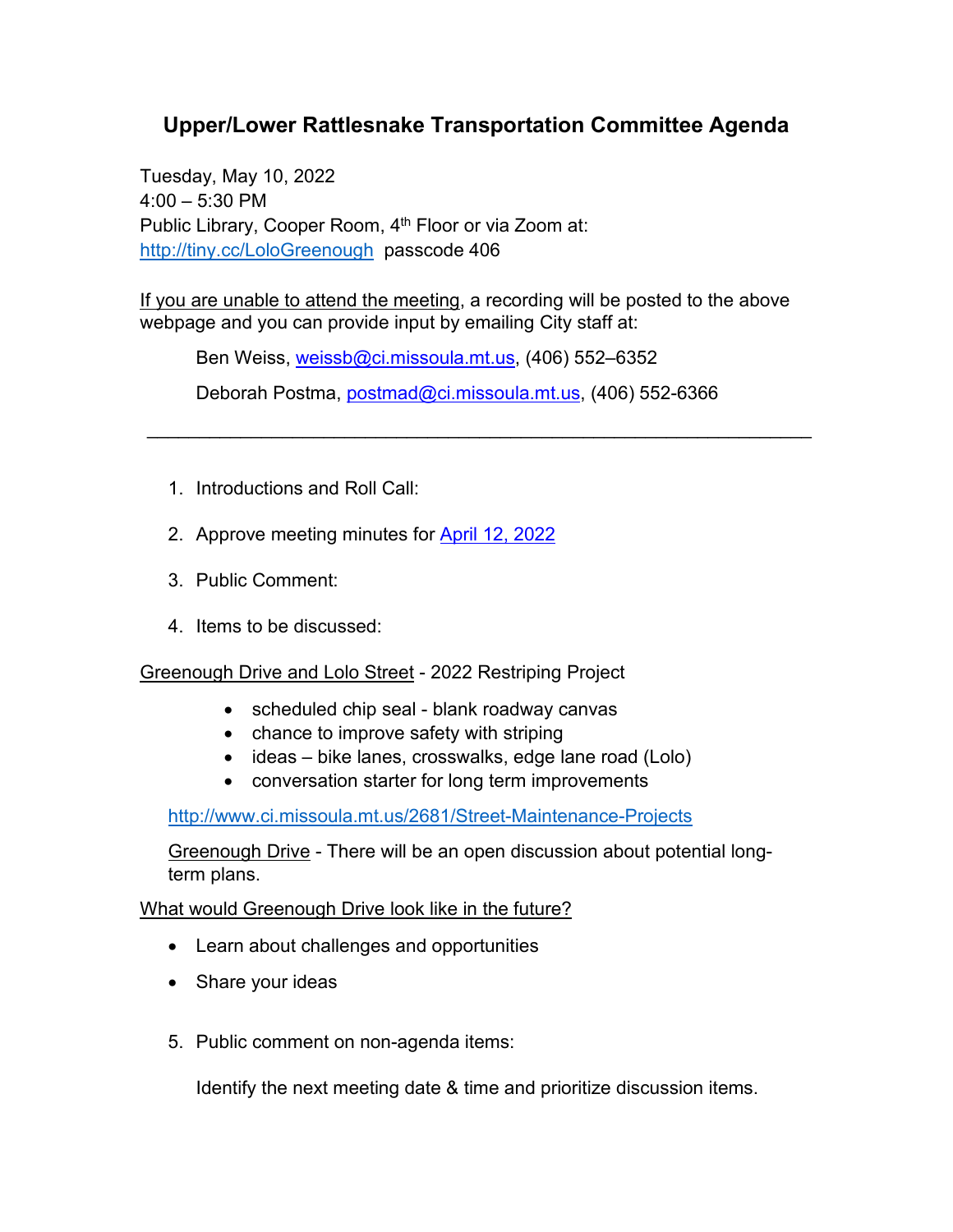# Upper/Lower Rattlesnake Transportation Committee Agenda

Tuesday, May 10, 2022
4:00 – 5:30 PM
Public Library, Cooper Room, 4th Floor or via Zoom at:
http://tiny.cc/LoloGreenough passcode 406

If you are unable to attend the meeting, a recording will be posted to the above webpage and you can provide input by emailing City staff at:

> Ben Weiss, weissb@ci.missoula.mt.us, (406) 552–6352
>
> Deborah Postma, postmad@ci.missoula.mt.us, (406) 552-6366

---

1. Introductions and Roll Call:
2. Approve meeting minutes for April 12, 2022
3. Public Comment:
4. Items to be discussed:

Greenough Drive and Lolo Street - 2022 Restriping Project

- scheduled chip seal - blank roadway canvas
- chance to improve safety with striping
- ideas – bike lanes, crosswalks, edge lane road (Lolo)
- conversation starter for long term improvements

http://www.ci.missoula.mt.us/2681/Street-Maintenance-Projects

Greenough Drive - There will be an open discussion about potential long-term plans.

What would Greenough Drive look like in the future?

- Learn about challenges and opportunities
- Share your ideas

5. Public comment on non-agenda items:

   Identify the next meeting date & time and prioritize discussion items.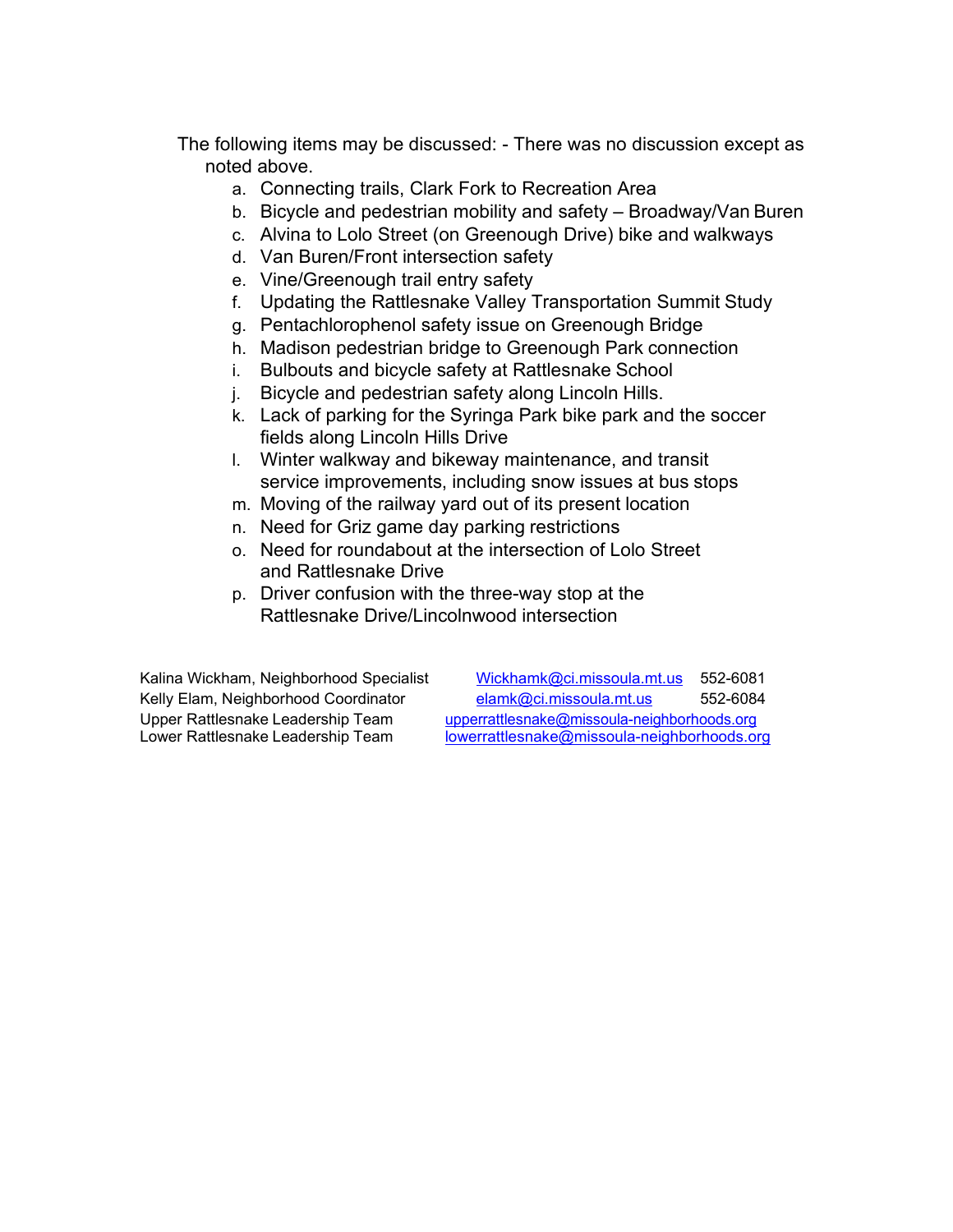The following items may be discussed: - There was no discussion except as noted above.

a. Connecting trails, Clark Fork to Recreation Area
b. Bicycle and pedestrian mobility and safety – Broadway/Van Buren
c. Alvina to Lolo Street (on Greenough Drive) bike and walkways
d. Van Buren/Front intersection safety
e. Vine/Greenough trail entry safety
f. Updating the Rattlesnake Valley Transportation Summit Study
g. Pentachlorophenol safety issue on Greenough Bridge
h. Madison pedestrian bridge to Greenough Park connection
i. Bulbouts and bicycle safety at Rattlesnake School
j. Bicycle and pedestrian safety along Lincoln Hills.
k. Lack of parking for the Syringa Park bike park and the soccer fields along Lincoln Hills Drive
l. Winter walkway and bikeway maintenance, and transit service improvements, including snow issues at bus stops
m. Moving of the railway yard out of its present location
n. Need for Griz game day parking restrictions
o. Need for roundabout at the intersection of Lolo Street and Rattlesnake Drive
p. Driver confusion with the three-way stop at the Rattlesnake Drive/Lincolnwood intersection

| | | |
|---|---|---|
| Kalina Wickham, Neighborhood Specialist | Wickhamk@ci.missoula.mt.us | 552-6081 |
| Kelly Elam, Neighborhood Coordinator | elamk@ci.missoula.mt.us | 552-6084 |
| Upper Rattlesnake Leadership Team | upperrattlesnake@missoula-neighborhoods.org | |
| Lower Rattlesnake Leadership Team | lowerrattlesnake@missoula-neighborhoods.org | |